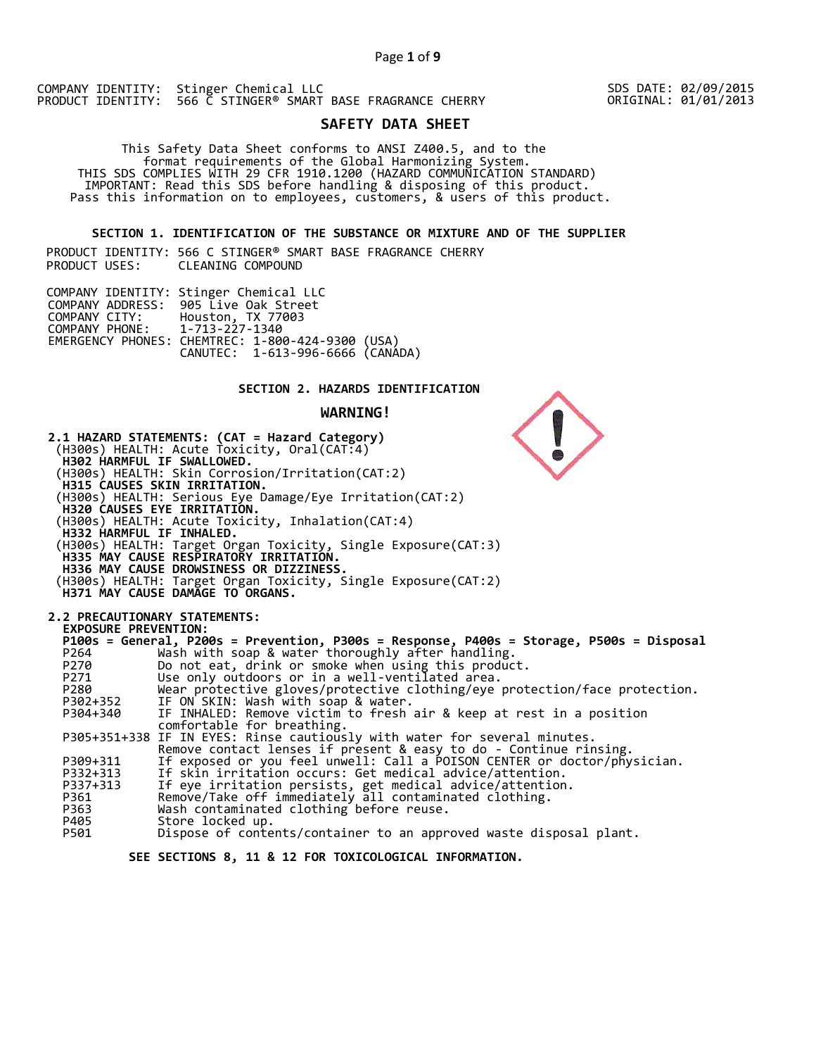COMPANY IDENTITY: Stinger Chemical LLC
PRODUCT IDENTITY: 566 C STINGER® SMART BASE FRAGRANCE CHERRY

SDS DATE: 02/09/2015
ORIGINAL: 01/01/2013

# SAFETY DATA SHEET

This Safety Data Sheet conforms to ANSI Z400.5, and to the format requirements of the Global Harmonizing System.
THIS SDS COMPLIES WITH 29 CFR 1910.1200 (HAZARD COMMUNICATION STANDARD)
IMPORTANT: Read this SDS before handling & disposing of this product.
Pass this information on to employees, customers, & users of this product.

## SECTION 1. IDENTIFICATION OF THE SUBSTANCE OR MIXTURE AND OF THE SUPPLIER

PRODUCT IDENTITY: 566 C STINGER® SMART BASE FRAGRANCE CHERRY
PRODUCT USES: CLEANING COMPOUND

COMPANY IDENTITY: Stinger Chemical LLC
COMPANY ADDRESS: 905 Live Oak Street
COMPANY CITY: Houston, TX 77003
COMPANY PHONE: 1-713-227-1340
EMERGENCY PHONES: CHEMTREC: 1-800-424-9300 (USA)
CANUTEC: 1-613-996-6666 (CANADA)

## SECTION 2. HAZARDS IDENTIFICATION

**WARNING!**

**2.1 HAZARD STATEMENTS: (CAT = Hazard Category)**

(H300s) HEALTH: Acute Toxicity, Oral(CAT:4)
**H302 HARMFUL IF SWALLOWED.**
(H300s) HEALTH: Skin Corrosion/Irritation(CAT:2)
**H315 CAUSES SKIN IRRITATION.**
(H300s) HEALTH: Serious Eye Damage/Eye Irritation(CAT:2)
**H320 CAUSES EYE IRRITATION.**
(H300s) HEALTH: Acute Toxicity, Inhalation(CAT:4)
**H332 HARMFUL IF INHALED.**
(H300s) HEALTH: Target Organ Toxicity, Single Exposure(CAT:3)
**H335 MAY CAUSE RESPIRATORY IRRITATION.**
**H336 MAY CAUSE DROWSINESS OR DIZZINESS.**
(H300s) HEALTH: Target Organ Toxicity, Single Exposure(CAT:2)
**H371 MAY CAUSE DAMAGE TO ORGANS.**

**2.2 PRECAUTIONARY STATEMENTS:**

**EXPOSURE PREVENTION:**

**P100s = General, P200s = Prevention, P300s = Response, P400s = Storage, P500s = Disposal**

| | |
|---|---|
| P264 | Wash with soap & water thoroughly after handling. |
| P270 | Do not eat, drink or smoke when using this product. |
| P271 | Use only outdoors or in a well-ventilated area. |
| P280 | Wear protective gloves/protective clothing/eye protection/face protection. |
| P302+352 | IF ON SKIN: Wash with soap & water. |
| P304+340 | IF INHALED: Remove victim to fresh air & keep at rest in a position comfortable for breathing. |
| P305+351+338 | IF IN EYES: Rinse cautiously with water for several minutes. Remove contact lenses if present & easy to do - Continue rinsing. |
| P309+311 | If exposed or you feel unwell: Call a POISON CENTER or doctor/physician. |
| P332+313 | If skin irritation occurs: Get medical advice/attention. |
| P337+313 | If eye irritation persists, get medical advice/attention. |
| P361 | Remove/Take off immediately all contaminated clothing. |
| P363 | Wash contaminated clothing before reuse. |
| P405 | Store locked up. |
| P501 | Dispose of contents/container to an approved waste disposal plant. |

**SEE SECTIONS 8, 11 & 12 FOR TOXICOLOGICAL INFORMATION.**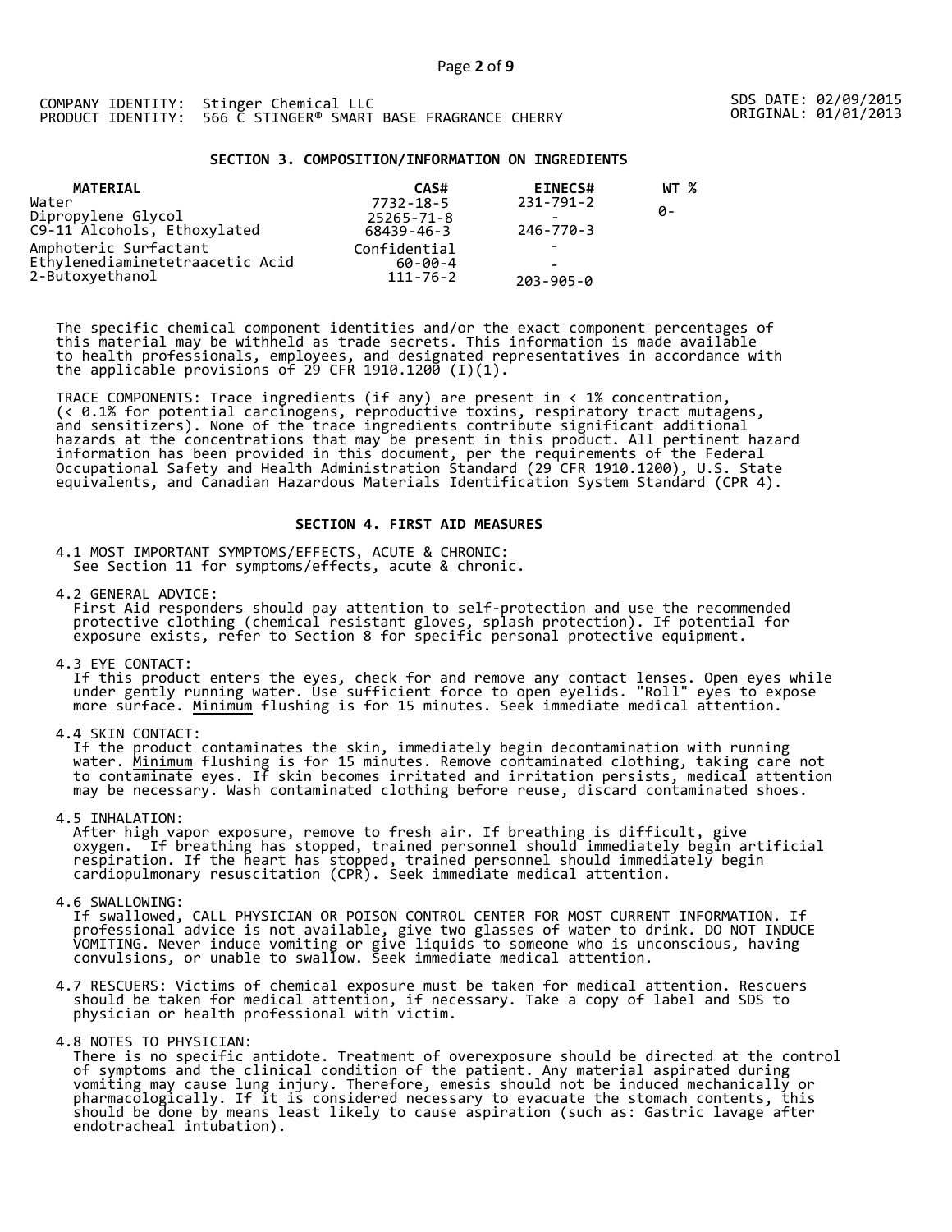COMPANY IDENTITY: Stinger Chemical LLC
PRODUCT IDENTITY: 566 C STINGER® SMART BASE FRAGRANCE CHERRY

SDS DATE: 02/09/2015
ORIGINAL: 01/01/2013

## SECTION 3. COMPOSITION/INFORMATION ON INGREDIENTS

| MATERIAL | CAS# | EINECS# | WT % |
|---|---|---|---|
| Water | 7732-18-5 | 231-791-2 | |
| Dipropylene Glycol | 25265-71-8 | - | 0- |
| C9-11 Alcohols, Ethoxylated | 68439-46-3 | 246-770-3 | |
| Amphoteric Surfactant | Confidential | - | |
| Ethylenediaminetetraacetic Acid | 60-00-4 | - | |
| 2-Butoxyethanol | 111-76-2 | 203-905-0 | |

The specific chemical component identities and/or the exact component percentages of this material may be withheld as trade secrets. This information is made available to health professionals, employees, and designated representatives in accordance with the applicable provisions of 29 CFR 1910.1200 (I)(1).

TRACE COMPONENTS: Trace ingredients (if any) are present in < 1% concentration, (< 0.1% for potential carcinogens, reproductive toxins, respiratory tract mutagens, and sensitizers). None of the trace ingredients contribute significant additional hazards at the concentrations that may be present in this product. All pertinent hazard information has been provided in this document, per the requirements of the Federal Occupational Safety and Health Administration Standard (29 CFR 1910.1200), U.S. State equivalents, and Canadian Hazardous Materials Identification System Standard (CPR 4).

## SECTION 4. FIRST AID MEASURES

4.1 MOST IMPORTANT SYMPTOMS/EFFECTS, ACUTE & CHRONIC:
See Section 11 for symptoms/effects, acute & chronic.

4.2 GENERAL ADVICE:
First Aid responders should pay attention to self-protection and use the recommended protective clothing (chemical resistant gloves, splash protection). If potential for exposure exists, refer to Section 8 for specific personal protective equipment.

4.3 EYE CONTACT:
If this product enters the eyes, check for and remove any contact lenses. Open eyes while under gently running water. Use sufficient force to open eyelids. "Roll" eyes to expose more surface. Minimum flushing is for 15 minutes. Seek immediate medical attention.

4.4 SKIN CONTACT:
If the product contaminates the skin, immediately begin decontamination with running water. Minimum flushing is for 15 minutes. Remove contaminated clothing, taking care not to contaminate eyes. If skin becomes irritated and irritation persists, medical attention may be necessary. Wash contaminated clothing before reuse, discard contaminated shoes.

4.5 INHALATION:
After high vapor exposure, remove to fresh air. If breathing is difficult, give oxygen. If breathing has stopped, trained personnel should immediately begin artificial respiration. If the heart has stopped, trained personnel should immediately begin cardiopulmonary resuscitation (CPR). Seek immediate medical attention.

4.6 SWALLOWING:
If swallowed, CALL PHYSICIAN OR POISON CONTROL CENTER FOR MOST CURRENT INFORMATION. If professional advice is not available, give two glasses of water to drink. DO NOT INDUCE VOMITING. Never induce vomiting or give liquids to someone who is unconscious, having convulsions, or unable to swallow. Seek immediate medical attention.

4.7 RESCUERS: Victims of chemical exposure must be taken for medical attention. Rescuers should be taken for medical attention, if necessary. Take a copy of label and SDS to physician or health professional with victim.

4.8 NOTES TO PHYSICIAN:
There is no specific antidote. Treatment of overexposure should be directed at the control of symptoms and the clinical condition of the patient. Any material aspirated during vomiting may cause lung injury. Therefore, emesis should not be induced mechanically or pharmacologically. If it is considered necessary to evacuate the stomach contents, this should be done by means least likely to cause aspiration (such as: Gastric lavage after endotracheal intubation).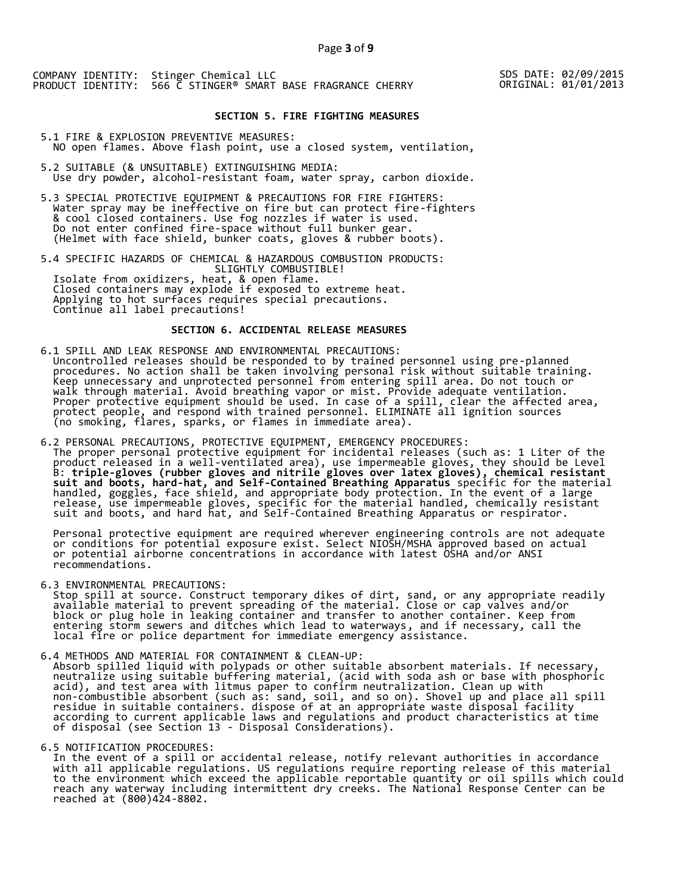COMPANY IDENTITY: Stinger Chemical LLC
PRODUCT IDENTITY: 566 C STINGER® SMART BASE FRAGRANCE CHERRY

SDS DATE: 02/09/2015
ORIGINAL: 01/01/2013

## SECTION 5. FIRE FIGHTING MEASURES

5.1 FIRE & EXPLOSION PREVENTIVE MEASURES:
NO open flames. Above flash point, use a closed system, ventilation,

5.2 SUITABLE (& UNSUITABLE) EXTINGUISHING MEDIA:
Use dry powder, alcohol-resistant foam, water spray, carbon dioxide.

5.3 SPECIAL PROTECTIVE EQUIPMENT & PRECAUTIONS FOR FIRE FIGHTERS:
Water spray may be ineffective on fire but can protect fire-fighters & cool closed containers. Use fog nozzles if water is used. Do not enter confined fire-space without full bunker gear. (Helmet with face shield, bunker coats, gloves & rubber boots).

5.4 SPECIFIC HAZARDS OF CHEMICAL & HAZARDOUS COMBUSTION PRODUCTS:
SLIGHTLY COMBUSTIBLE!
Isolate from oxidizers, heat, & open flame.
Closed containers may explode if exposed to extreme heat.
Applying to hot surfaces requires special precautions.
Continue all label precautions!

## SECTION 6. ACCIDENTAL RELEASE MEASURES

6.1 SPILL AND LEAK RESPONSE AND ENVIRONMENTAL PRECAUTIONS:
Uncontrolled releases should be responded to by trained personnel using pre-planned procedures. No action shall be taken involving personal risk without suitable training. Keep unnecessary and unprotected personnel from entering spill area. Do not touch or walk through material. Avoid breathing vapor or mist. Provide adequate ventilation. Proper protective equipment should be used. In case of a spill, clear the affected area, protect people, and respond with trained personnel. ELIMINATE all ignition sources (no smoking, flares, sparks, or flames in immediate area).

6.2 PERSONAL PRECAUTIONS, PROTECTIVE EQUIPMENT, EMERGENCY PROCEDURES:
The proper personal protective equipment for incidental releases (such as: 1 Liter of the product released in a well-ventilated area), use impermeable gloves, they should be Level B: **triple-gloves (rubber gloves and nitrile gloves over latex gloves), chemical resistant suit and boots, hard-hat, and Self-Contained Breathing Apparatus** specific for the material handled, goggles, face shield, and appropriate body protection. In the event of a large release, use impermeable gloves, specific for the material handled, chemically resistant suit and boots, and hard hat, and Self-Contained Breathing Apparatus or respirator.

Personal protective equipment are required wherever engineering controls are not adequate or conditions for potential exposure exist. Select NIOSH/MSHA approved based on actual or potential airborne concentrations in accordance with latest OSHA and/or ANSI recommendations.

6.3 ENVIRONMENTAL PRECAUTIONS:
Stop spill at source. Construct temporary dikes of dirt, sand, or any appropriate readily available material to prevent spreading of the material. Close or cap valves and/or block or plug hole in leaking container and transfer to another container. Keep from entering storm sewers and ditches which lead to waterways, and if necessary, call the local fire or police department for immediate emergency assistance.

6.4 METHODS AND MATERIAL FOR CONTAINMENT & CLEAN-UP:
Absorb spilled liquid with polypads or other suitable absorbent materials. If necessary, neutralize using suitable buffering material, (acid with soda ash or base with phosphoric acid), and test area with litmus paper to confirm neutralization. Clean up with non-combustible absorbent (such as: sand, soil, and so on). Shovel up and place all spill residue in suitable containers. dispose of at an appropriate waste disposal facility according to current applicable laws and regulations and product characteristics at time of disposal (see Section 13 - Disposal Considerations).

6.5 NOTIFICATION PROCEDURES:
In the event of a spill or accidental release, notify relevant authorities in accordance with all applicable regulations. US regulations require reporting release of this material to the environment which exceed the applicable reportable quantity or oil spills which could reach any waterway including intermittent dry creeks. The National Response Center can be reached at (800)424-8802.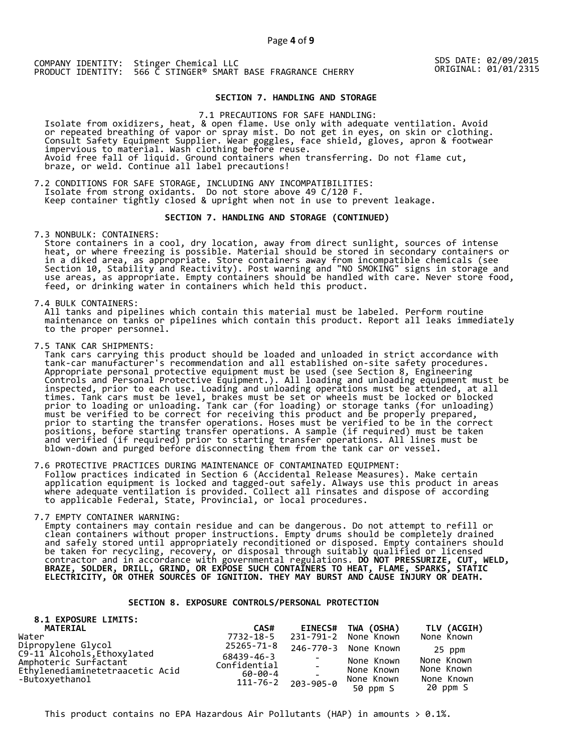COMPANY IDENTITY: Stinger Chemical LLC
PRODUCT IDENTITY: 566 C STINGER® SMART BASE FRAGRANCE CHERRY

SDS DATE: 02/09/2015
ORIGINAL: 01/01/2315

## SECTION 7. HANDLING AND STORAGE

7.1 PRECAUTIONS FOR SAFE HANDLING:
Isolate from oxidizers, heat, & open flame. Use only with adequate ventilation. Avoid or repeated breathing of vapor or spray mist. Do not get in eyes, on skin or clothing. Consult Safety Equipment Supplier. Wear goggles, face shield, gloves, apron & footwear impervious to material. Wash clothing before reuse.
Avoid free fall of liquid. Ground containers when transferring. Do not flame cut, braze, or weld. Continue all label precautions!

7.2 CONDITIONS FOR SAFE STORAGE, INCLUDING ANY INCOMPATIBILITIES:
Isolate from strong oxidants. Do not store above 49 C/120 F.
Keep container tightly closed & upright when not in use to prevent leakage.

## SECTION 7. HANDLING AND STORAGE (CONTINUED)

7.3 NONBULK: CONTAINERS:
Store containers in a cool, dry location, away from direct sunlight, sources of intense heat, or where freezing is possible. Material should be stored in secondary containers or in a diked area, as appropriate. Store containers away from incompatible chemicals (see Section 10, Stability and Reactivity). Post warning and "NO SMOKING" signs in storage and use areas, as appropriate. Empty containers should be handled with care. Never store food, feed, or drinking water in containers which held this product.

7.4 BULK CONTAINERS:
All tanks and pipelines which contain this material must be labeled. Perform routine maintenance on tanks or pipelines which contain this product. Report all leaks immediately to the proper personnel.

7.5 TANK CAR SHIPMENTS:
Tank cars carrying this product should be loaded and unloaded in strict accordance with tank-car manufacturer's recommendation and all established on-site safety procedures. Appropriate personal protective equipment must be used (see Section 8, Engineering Controls and Personal Protective Equipment.). All loading and unloading equipment must be inspected, prior to each use. Loading and unloading operations must be attended, at all times. Tank cars must be level, brakes must be set or wheels must be locked or blocked prior to loading or unloading. Tank car (for loading) or storage tanks (for unloading) must be verified to be correct for receiving this product and be properly prepared, prior to starting the transfer operations. Hoses must be verified to be in the correct positions, before starting transfer operations. A sample (if required) must be taken and verified (if required) prior to starting transfer operations. All lines must be blown-down and purged before disconnecting them from the tank car or vessel.

7.6 PROTECTIVE PRACTICES DURING MAINTENANCE OF CONTAMINATED EQUIPMENT:
Follow practices indicated in Section 6 (Accidental Release Measures). Make certain application equipment is locked and tagged-out safely. Always use this product in areas where adequate ventilation is provided. Collect all rinsates and dispose of according to applicable Federal, State, Provincial, or local procedures.

7.7 EMPTY CONTAINER WARNING:
Empty containers may contain residue and can be dangerous. Do not attempt to refill or clean containers without proper instructions. Empty drums should be completely drained and safely stored until appropriately reconditioned or disposed. Empty containers should be taken for recycling, recovery, or disposal through suitably qualified or licensed contractor and in accordance with governmental regulations. **DO NOT PRESSURIZE, CUT, WELD, BRAZE, SOLDER, DRILL, GRIND, OR EXPOSE SUCH CONTAINERS TO HEAT, FLAME, SPARKS, STATIC ELECTRICITY, OR OTHER SOURCES OF IGNITION. THEY MAY BURST AND CAUSE INJURY OR DEATH.**

## SECTION 8. EXPOSURE CONTROLS/PERSONAL PROTECTION

**8.1 EXPOSURE LIMITS:**

| MATERIAL | CAS# | EINECS# | TWA (OSHA) | TLV (ACGIH) |
|---|---|---|---|---|
| Water | 7732-18-5 | 231-791-2 | None Known | None Known |
| Dipropylene Glycol | 25265-71-8 | 246-770-3 | None Known | 25 ppm |
| C9-11 Alcohols,Ethoxylated | 68439-46-3 | - | None Known | None Known |
| Amphoteric Surfactant | Confidential | - | None Known | None Known |
| Ethylenediaminetetraacetic Acid | 60-00-4 | - | None Known | None Known |
| -Butoxyethanol | 111-76-2 | 203-905-0 | 50 ppm S | 20 ppm S |

This product contains no EPA Hazardous Air Pollutants (HAP) in amounts > 0.1%.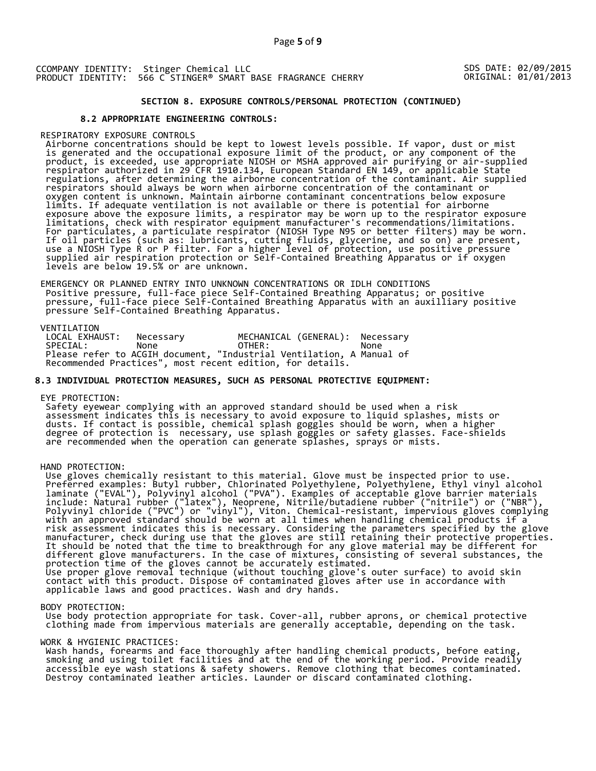CCOMPANY IDENTITY: Stinger Chemical LLC
PRODUCT IDENTITY: 566 C STINGER® SMART BASE FRAGRANCE CHERRY

SDS DATE: 02/09/2015
ORIGINAL: 01/01/2013

## SECTION 8. EXPOSURE CONTROLS/PERSONAL PROTECTION (CONTINUED)

### 8.2 APPROPRIATE ENGINEERING CONTROLS:

RESPIRATORY EXPOSURE CONTROLS

Airborne concentrations should be kept to lowest levels possible. If vapor, dust or mist is generated and the occupational exposure limit of the product, or any component of the product, is exceeded, use appropriate NIOSH or MSHA approved air purifying or air-supplied respirator authorized in 29 CFR 1910.134, European Standard EN 149, or applicable State regulations, after determining the airborne concentration of the contaminant. Air supplied respirators should always be worn when airborne concentration of the contaminant or oxygen content is unknown. Maintain airborne contaminant concentrations below exposure limits. If adequate ventilation is not available or there is potential for airborne exposure above the exposure limits, a respirator may be worn up to the respirator exposure limitations, check with respirator equipment manufacturer's recommendations/limitations. For particulates, a particulate respirator (NIOSH Type N95 or better filters) may be worn. If oil particles (such as: lubricants, cutting fluids, glycerine, and so on) are present, use a NIOSH Type R or P filter. For a higher level of protection, use positive pressure supplied air respiration protection or Self-Contained Breathing Apparatus or if oxygen levels are below 19.5% or are unknown.

EMERGENCY OR PLANNED ENTRY INTO UNKNOWN CONCENTRATIONS OR IDLH CONDITIONS

Positive pressure, full-face piece Self-Contained Breathing Apparatus; or positive pressure, full-face piece Self-Contained Breathing Apparatus with an auxilliary positive pressure Self-Contained Breathing Apparatus.

VENTILATION

| LOCAL EXHAUST: | Necessary | MECHANICAL (GENERAL): | Necessary |
|---|---|---|---|
| SPECIAL: | None | OTHER: | None |

Please refer to ACGIH document, "Industrial Ventilation, A Manual of Recommended Practices", most recent edition, for details.

### 8.3 INDIVIDUAL PROTECTION MEASURES, SUCH AS PERSONAL PROTECTIVE EQUIPMENT:

EYE PROTECTION:

Safety eyewear complying with an approved standard should be used when a risk assessment indicates this is necessary to avoid exposure to liquid splashes, mists or dusts. If contact is possible, chemical splash goggles should be worn, when a higher degree of protection is necessary, use splash goggles or safety glasses. Face-shields are recommended when the operation can generate splashes, sprays or mists.

HAND PROTECTION:

Use gloves chemically resistant to this material. Glove must be inspected prior to use. Preferred examples: Butyl rubber, Chlorinated Polyethylene, Polyethylene, Ethyl vinyl alcohol laminate ("EVAL"), Polyvinyl alcohol ("PVA"). Examples of acceptable glove barrier materials include: Natural rubber ("latex"), Neoprene, Nitrile/butadiene rubber ("nitrile") or ("NBR"), Polyvinyl chloride ("PVC") or "vinyl"), Viton. Chemical-resistant, impervious gloves complying with an approved standard should be worn at all times when handling chemical products if a risk assessment indicates this is necessary. Considering the parameters specified by the glove manufacturer, check during use that the gloves are still retaining their protective properties. It should be noted that the time to breakthrough for any glove material may be different for different glove manufacturers. In the case of mixtures, consisting of several substances, the protection time of the gloves cannot be accurately estimated.
Use proper glove removal technique (without touching glove's outer surface) to avoid skin contact with this product. Dispose of contaminated gloves after use in accordance with applicable laws and good practices. Wash and dry hands.

BODY PROTECTION:

Use body protection appropriate for task. Cover-all, rubber aprons, or chemical protective clothing made from impervious materials are generally acceptable, depending on the task.

WORK & HYGIENIC PRACTICES:

Wash hands, forearms and face thoroughly after handling chemical products, before eating, smoking and using toilet facilities and at the end of the working period. Provide readily accessible eye wash stations & safety showers. Remove clothing that becomes contaminated. Destroy contaminated leather articles. Launder or discard contaminated clothing.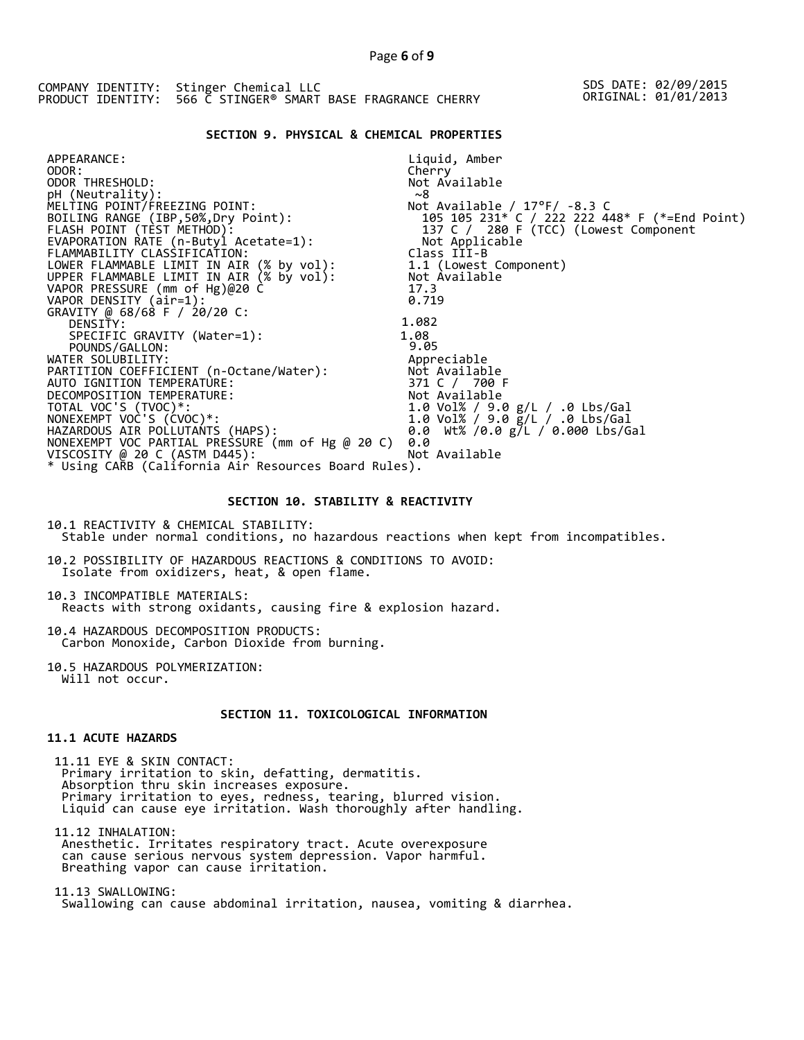COMPANY IDENTITY: Stinger Chemical LLC
PRODUCT IDENTITY: 566 C STINGER® SMART BASE FRAGRANCE CHERRY

SDS DATE: 02/09/2015
ORIGINAL: 01/01/2013

## SECTION 9. PHYSICAL & CHEMICAL PROPERTIES

| Property | Value |
|---|---|
| APPEARANCE: | Liquid, Amber |
| ODOR: | Cherry |
| ODOR THRESHOLD: | Not Available |
| pH (Neutrality): | ~8 |
| MELTING POINT/FREEZING POINT: | Not Available / 17°F/ -8.3 C |
| BOILING RANGE (IBP,50%,Dry Point): | 105 105 231* C / 222 222 448* F (*=End Point) |
| FLASH POINT (TEST METHOD): | 137 C / 280 F (TCC) (Lowest Component |
| EVAPORATION RATE (n-Butyl Acetate=1): | Not Applicable |
| FLAMMABILITY CLASSIFICATION: | Class III-B |
| LOWER FLAMMABLE LIMIT IN AIR (% by vol): | 1.1 (Lowest Component) |
| UPPER FLAMMABLE LIMIT IN AIR (% by vol): | Not Available |
| VAPOR PRESSURE (mm of Hg)@20 C | 17.3 |
| VAPOR DENSITY (air=1): | 0.719 |
| GRAVITY @ 68/68 F / 20/20 C: | |
| DENSITY: | 1.082 |
| SPECIFIC GRAVITY (Water=1): | 1.08 |
| POUNDS/GALLON: | 9.05 |
| WATER SOLUBILITY: | Appreciable |
| PARTITION COEFFICIENT (n-Octane/Water): | Not Available |
| AUTO IGNITION TEMPERATURE: | 371 C / 700 F |
| DECOMPOSITION TEMPERATURE: | Not Available |
| TOTAL VOC'S (TVOC)*: | 1.0 Vol% / 9.0 g/L / .0 Lbs/Gal |
| NONEXEMPT VOC'S (CVOC)*: | 1.0 Vol% / 9.0 g/L / .0 Lbs/Gal |
| HAZARDOUS AIR POLLUTANTS (HAPS): | 0.0 Wt% /0.0 g/L / 0.000 Lbs/Gal |
| NONEXEMPT VOC PARTIAL PRESSURE (mm of Hg @ 20 C) | 0.0 |
| VISCOSITY @ 20 C (ASTM D445): | Not Available |

* Using CARB (California Air Resources Board Rules).

## SECTION 10. STABILITY & REACTIVITY

10.1 REACTIVITY & CHEMICAL STABILITY:
Stable under normal conditions, no hazardous reactions when kept from incompatibles.

10.2 POSSIBILITY OF HAZARDOUS REACTIONS & CONDITIONS TO AVOID:
Isolate from oxidizers, heat, & open flame.

10.3 INCOMPATIBLE MATERIALS:
Reacts with strong oxidants, causing fire & explosion hazard.

10.4 HAZARDOUS DECOMPOSITION PRODUCTS:
Carbon Monoxide, Carbon Dioxide from burning.

10.5 HAZARDOUS POLYMERIZATION:
Will not occur.

## SECTION 11. TOXICOLOGICAL INFORMATION

### 11.1 ACUTE HAZARDS

11.11 EYE & SKIN CONTACT:
Primary irritation to skin, defatting, dermatitis.
Absorption thru skin increases exposure.
Primary irritation to eyes, redness, tearing, blurred vision.
Liquid can cause eye irritation. Wash thoroughly after handling.

11.12 INHALATION:
Anesthetic. Irritates respiratory tract. Acute overexposure can cause serious nervous system depression. Vapor harmful.
Breathing vapor can cause irritation.

11.13 SWALLOWING:
Swallowing can cause abdominal irritation, nausea, vomiting & diarrhea.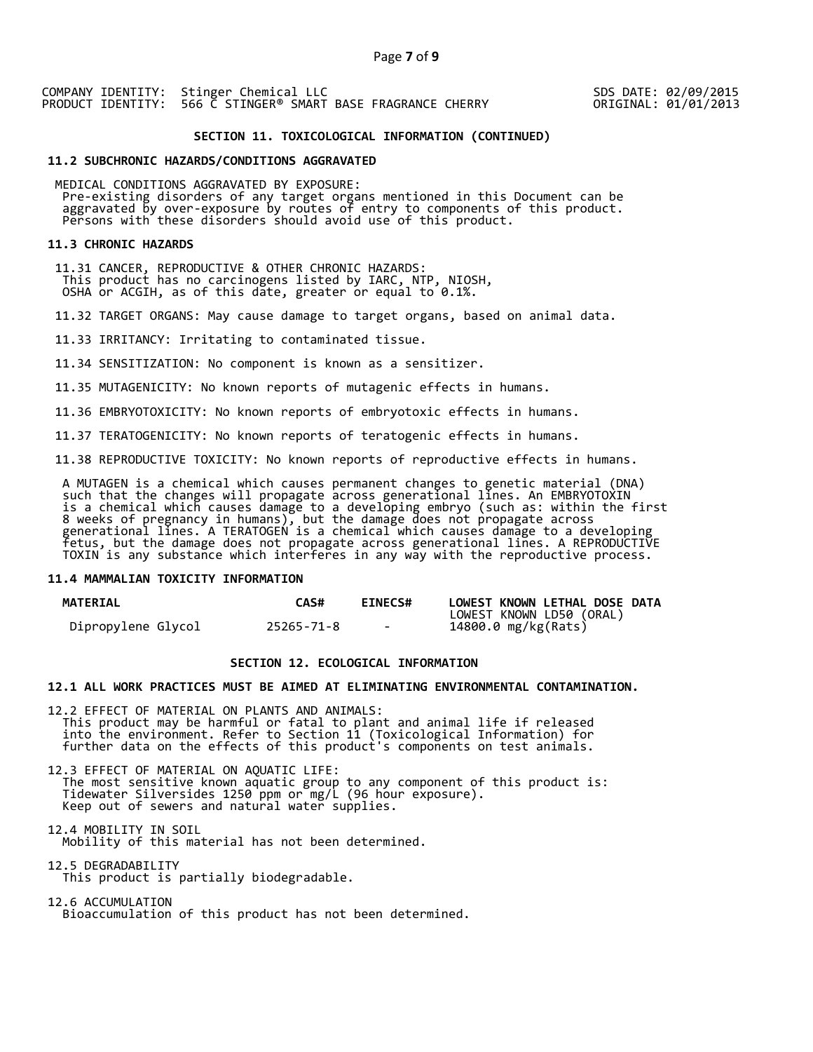COMPANY IDENTITY: Stinger Chemical LLC
PRODUCT IDENTITY: 566 C STINGER® SMART BASE FRAGRANCE CHERRY

SDS DATE: 02/09/2015
ORIGINAL: 01/01/2013

## SECTION 11. TOXICOLOGICAL INFORMATION (CONTINUED)

### 11.2 SUBCHRONIC HAZARDS/CONDITIONS AGGRAVATED

MEDICAL CONDITIONS AGGRAVATED BY EXPOSURE:
Pre-existing disorders of any target organs mentioned in this Document can be aggravated by over-exposure by routes of entry to components of this product. Persons with these disorders should avoid use of this product.

### 11.3 CHRONIC HAZARDS

11.31 CANCER, REPRODUCTIVE & OTHER CHRONIC HAZARDS:
This product has no carcinogens listed by IARC, NTP, NIOSH, OSHA or ACGIH, as of this date, greater or equal to 0.1%.

11.32 TARGET ORGANS: May cause damage to target organs, based on animal data.

11.33 IRRITANCY: Irritating to contaminated tissue.

11.34 SENSITIZATION: No component is known as a sensitizer.

11.35 MUTAGENICITY: No known reports of mutagenic effects in humans.

11.36 EMBRYOTOXICITY: No known reports of embryotoxic effects in humans.

11.37 TERATOGENICITY: No known reports of teratogenic effects in humans.

11.38 REPRODUCTIVE TOXICITY: No known reports of reproductive effects in humans.

A MUTAGEN is a chemical which causes permanent changes to genetic material (DNA) such that the changes will propagate across generational lines. An EMBRYOTOXIN is a chemical which causes damage to a developing embryo (such as: within the first 8 weeks of pregnancy in humans), but the damage does not propagate across generational lines. A TERATOGEN is a chemical which causes damage to a developing fetus, but the damage does not propagate across generational lines. A REPRODUCTIVE TOXIN is any substance which interferes in any way with the reproductive process.

### 11.4 MAMMALIAN TOXICITY INFORMATION

| MATERIAL | CAS# | EINECS# | LOWEST KNOWN LETHAL DOSE DATA |
|---|---|---|---|
| | | | LOWEST KNOWN LD50 (ORAL) |
| Dipropylene Glycol | 25265-71-8 | - | 14800.0 mg/kg(Rats) |

## SECTION 12. ECOLOGICAL INFORMATION

### 12.1 ALL WORK PRACTICES MUST BE AIMED AT ELIMINATING ENVIRONMENTAL CONTAMINATION.

12.2 EFFECT OF MATERIAL ON PLANTS AND ANIMALS:
This product may be harmful or fatal to plant and animal life if released into the environment. Refer to Section 11 (Toxicological Information) for further data on the effects of this product's components on test animals.

12.3 EFFECT OF MATERIAL ON AQUATIC LIFE:
The most sensitive known aquatic group to any component of this product is: Tidewater Silversides 1250 ppm or mg/L (96 hour exposure).
Keep out of sewers and natural water supplies.

12.4 MOBILITY IN SOIL
Mobility of this material has not been determined.

12.5 DEGRADABILITY
This product is partially biodegradable.

12.6 ACCUMULATION
Bioaccumulation of this product has not been determined.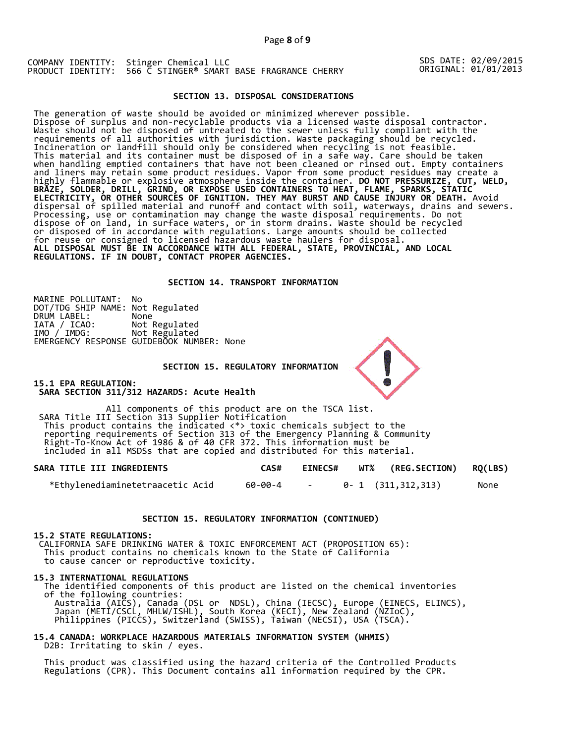COMPANY IDENTITY: Stinger Chemical LLC
PRODUCT IDENTITY: 566 C STINGER® SMART BASE FRAGRANCE CHERRY

SDS DATE: 02/09/2015
ORIGINAL: 01/01/2013

## SECTION 13. DISPOSAL CONSIDERATIONS

The generation of waste should be avoided or minimized wherever possible. Dispose of surplus and non-recyclable products via a licensed waste disposal contractor. Waste should not be disposed of untreated to the sewer unless fully compliant with the requirements of all authorities with jurisdiction. Waste packaging should be recycled. Incineration or landfill should only be considered when recycling is not feasible. This material and its container must be disposed of in a safe way. Care should be taken when handling emptied containers that have not been cleaned or rinsed out. Empty containers and liners may retain some product residues. Vapor from some product residues may create a highly flammable or explosive atmosphere inside the container. **DO NOT PRESSURIZE, CUT, WELD, BRAZE, SOLDER, DRILL, GRIND, OR EXPOSE USED CONTAINERS TO HEAT, FLAME, SPARKS, STATIC ELECTRICITY, OR OTHER SOURCES OF IGNITION. THEY MAY BURST AND CAUSE INJURY OR DEATH.** Avoid dispersal of spilled material and runoff and contact with soil, waterways, drains and sewers. Processing, use or contamination may change the waste disposal requirements. Do not dispose of on land, in surface waters, or in storm drains. Waste should be recycled or disposed of in accordance with regulations. Large amounts should be collected for reuse or consigned to licensed hazardous waste haulers for disposal.
**ALL DISPOSAL MUST BE IN ACCORDANCE WITH ALL FEDERAL, STATE, PROVINCIAL, AND LOCAL REGULATIONS. IF IN DOUBT, CONTACT PROPER AGENCIES.**

## SECTION 14. TRANSPORT INFORMATION

MARINE POLLUTANT: No
DOT/TDG SHIP NAME: Not Regulated
DRUM LABEL: None
IATA / ICAO: Not Regulated
IMO / IMDG: Not Regulated
EMERGENCY RESPONSE GUIDEBOOK NUMBER: None

## SECTION 15. REGULATORY INFORMATION

**15.1 EPA REGULATION:**
**SARA SECTION 311/312 HAZARDS: Acute Health**

All components of this product are on the TSCA list.
SARA Title III Section 313 Supplier Notification
This product contains the indicated <*> toxic chemicals subject to the reporting requirements of Section 313 of the Emergency Planning & Community Right-To-Know Act of 1986 & of 40 CFR 372. This information must be included in all MSDSs that are copied and distributed for this material.

| SARA TITLE III INGREDIENTS | CAS# | EINECS# | WT% | (REG.SECTION) | RQ(LBS) |
|---|---|---|---|---|---|
| *Ethylenediaminetetraacetic Acid | 60-00-4 | - | 0- 1 | (311,312,313) | None |

## SECTION 15. REGULATORY INFORMATION (CONTINUED)

**15.2 STATE REGULATIONS:**
CALIFORNIA SAFE DRINKING WATER & TOXIC ENFORCEMENT ACT (PROPOSITION 65):
This product contains no chemicals known to the State of California to cause cancer or reproductive toxicity.

**15.3 INTERNATIONAL REGULATIONS**
The identified components of this product are listed on the chemical inventories of the following countries:
Australia (AICS), Canada (DSL or NDSL), China (IECSC), Europe (EINECS, ELINCS), Japan (METI/CSCL, MHLW/ISHL), South Korea (KECI), New Zealand (NZIoC), Philippines (PICCS), Switzerland (SWISS), Taiwan (NECSI), USA (TSCA).

**15.4 CANADA: WORKPLACE HAZARDOUS MATERIALS INFORMATION SYSTEM (WHMIS)**
D2B: Irritating to skin / eyes.

This product was classified using the hazard criteria of the Controlled Products Regulations (CPR). This Document contains all information required by the CPR.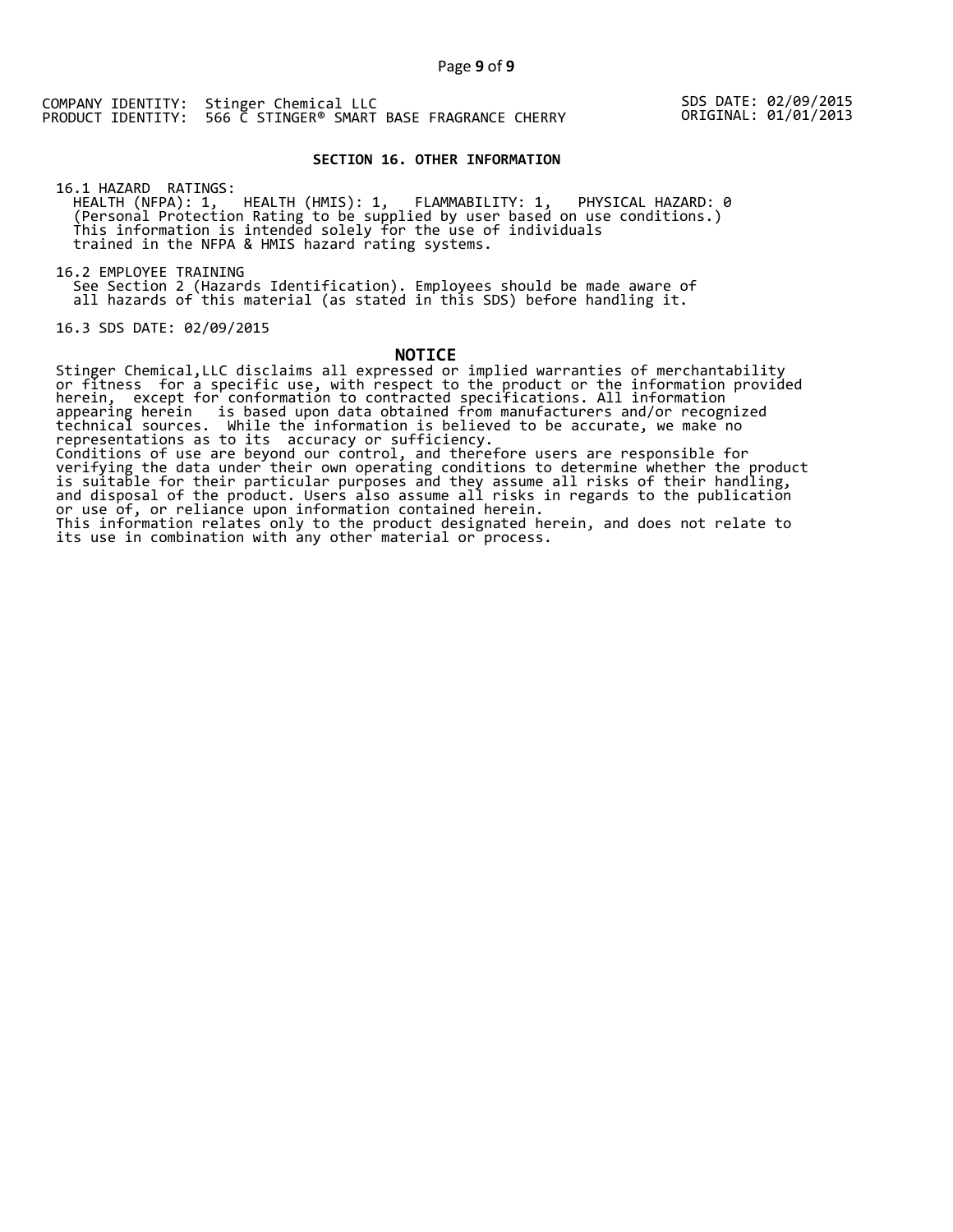COMPANY IDENTITY: Stinger Chemical LLC
PRODUCT IDENTITY: 566 C STINGER® SMART BASE FRAGRANCE CHERRY

SDS DATE: 02/09/2015
ORIGINAL: 01/01/2013

## SECTION 16. OTHER INFORMATION

16.1 HAZARD RATINGS:
HEALTH (NFPA): 1, HEALTH (HMIS): 1, FLAMMABILITY: 1, PHYSICAL HAZARD: 0
(Personal Protection Rating to be supplied by user based on use conditions.)
This information is intended solely for the use of individuals
trained in the NFPA & HMIS hazard rating systems.

16.2 EMPLOYEE TRAINING
See Section 2 (Hazards Identification). Employees should be made aware of
all hazards of this material (as stated in this SDS) before handling it.

16.3 SDS DATE: 02/09/2015

### NOTICE

Stinger Chemical,LLC disclaims all expressed or implied warranties of merchantability or fitness for a specific use, with respect to the product or the information provided herein, except for conformation to contracted specifications. All information appearing herein is based upon data obtained from manufacturers and/or recognized technical sources. While the information is believed to be accurate, we make no representations as to its accuracy or sufficiency.
Conditions of use are beyond our control, and therefore users are responsible for verifying the data under their own operating conditions to determine whether the product is suitable for their particular purposes and they assume all risks of their handling, and disposal of the product. Users also assume all risks in regards to the publication or use of, or reliance upon information contained herein.
This information relates only to the product designated herein, and does not relate to its use in combination with any other material or process.